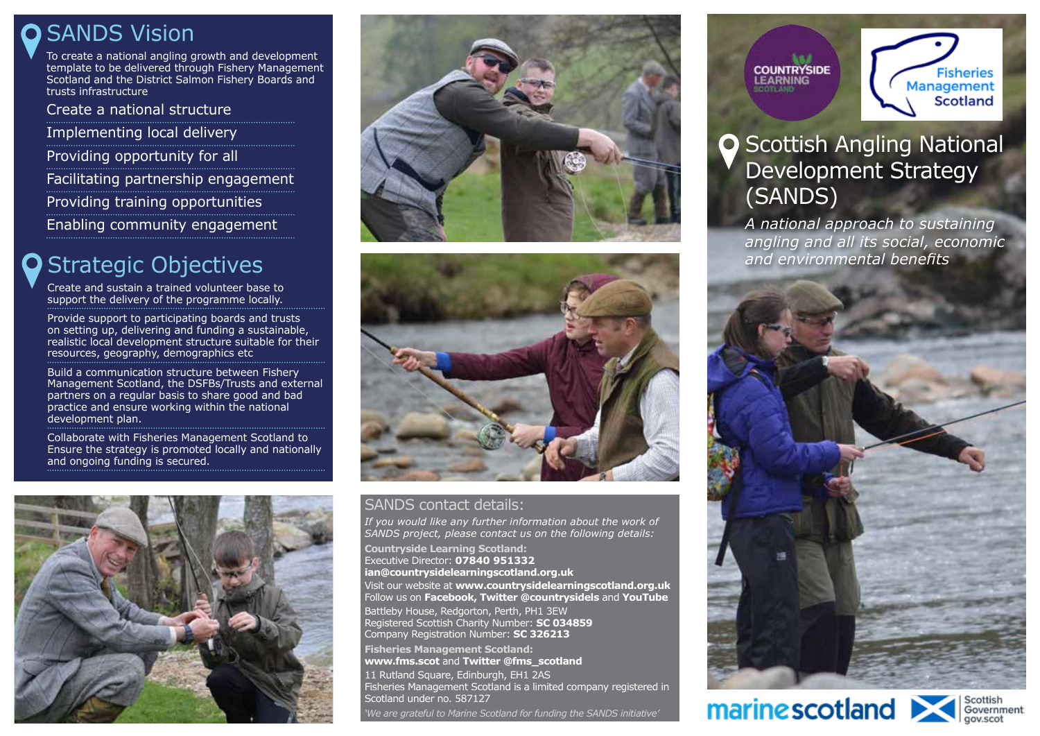# SANDS Vision

To create a national angling growth and development template to be delivered through Fishery Management Scotland and the District Salmon Fishery Boards and trusts infrastructure

- Create a national structure
- Implementing local delivery
- Providing opportunity for all
- Facilitating partnership engagement
- Providing training opportunities
- Enabling community engagement

# Strategic Objectives

Create and sustain a trained volunteer base to support the delivery of the programme locally.

Provide support to participating boards and trusts on setting up, delivering and funding a sustainable, realistic local development structure suitable for their resources, geography, demographics etc

Build a communication structure between Fishery Management Scotland, the DSFBs/Trusts and external partners on a regular basis to share good and bad practice and ensure working within the national development plan.

Collaborate with Fisheries Management Scotland to Ensure the strategy is promoted locally and nationally and ongoing funding is secured.

## SANDS contact details:

*If you would like any further information about the work of SANDS project, please contact us on the following details:*

**Countryside Learning Scotland:**
Executive Director: **07840 951332**
**ian@countrysidelearningscotland.org.uk**
Visit our website at **www.countrysidelearningscotland.org.uk**
Follow us on **Facebook, Twitter @countrysidels** and **YouTube**

Battleby House, Redgorton, Perth, PH1 3EW
Registered Scottish Charity Number: **SC 034859**
Company Registration Number: **SC 326213**

**Fisheries Management Scotland:**
**www.fms.scot** and **Twitter @fms_scotland**

11 Rutland Square, Edinburgh, EH1 2AS
Fisheries Management Scotland is a limited company registered in Scotland under no. 587127

*'We are grateful to Marine Scotland for funding the SANDS initiative'*

Countryside Learning Scotland | Fisheries Management Scotland

# Scottish Angling National Development Strategy (SANDS)

*A national approach to sustaining angling and all its social, economic and environmental benefits*

marinescotland | Scottish Government gov.scot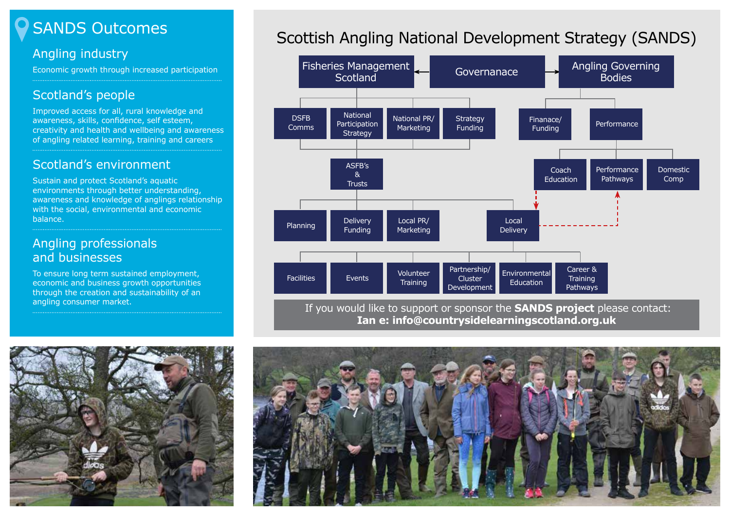# SANDS Outcomes

## Angling industry

Economic growth through increased participation

## Scotland's people

Improved access for all, rural knowledge and awareness, skills, confidence, self esteem, creativity and health and wellbeing and awareness of angling related learning, training and careers

## Scotland's environment

Sustain and protect Scotland's aquatic environments through better understanding, awareness and knowledge of anglings relationship with the social, environmental and economic balance.

## Angling professionals and businesses

To ensure long term sustained employment, economic and business growth opportunities through the creation and sustainability of an angling consumer market.

# Scottish Angling National Development Strategy (SANDS)

Fisheries Management Scotland
Governanace
Angling Governing Bodies

DSFB Comms
National Participation Strategy
National PR/ Marketing
Strategy Funding

Finanace/ Funding
Performance

Coach Education
Performance Pathways
Domestic Comp

ASFB's & Trusts

Planning
Delivery Funding
Local PR/ Marketing
Local Delivery

Facilities
Events
Volunteer Training
Partnership/ Cluster Development
Environmental Education
Career & Training Pathways

If you would like to support or sponsor the **SANDS project** please contact:
**Ian e: info@countrysidelearningscotland.org.uk**